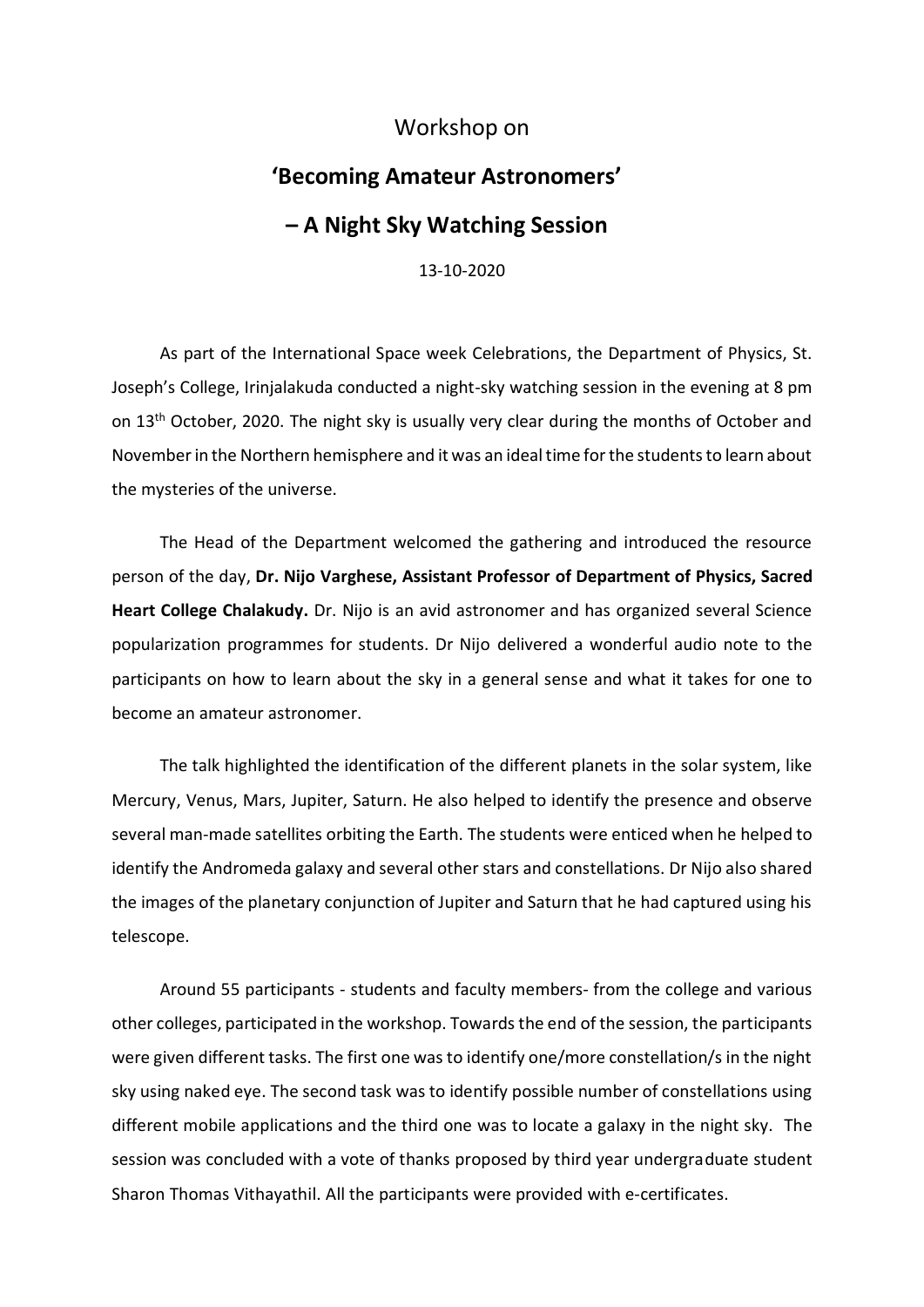Workshop on

# ‘Becoming Amateur Astronomers’

# – A Night Sky Watching Session

13-10-2020

As part of the International Space week Celebrations, the Department of Physics, St. Joseph’s College, Irinjalakuda conducted a night-sky watching session in the evening at 8 pm on 13th October, 2020. The night sky is usually very clear during the months of October and November in the Northern hemisphere and it was an ideal time for the students to learn about the mysteries of the universe.

The Head of the Department welcomed the gathering and introduced the resource person of the day, **Dr. Nijo Varghese, Assistant Professor of Department of Physics, Sacred Heart College Chalakudy.** Dr. Nijo is an avid astronomer and has organized several Science popularization programmes for students. Dr Nijo delivered a wonderful audio note to the participants on how to learn about the sky in a general sense and what it takes for one to become an amateur astronomer.

The talk highlighted the identification of the different planets in the solar system, like Mercury, Venus, Mars, Jupiter, Saturn. He also helped to identify the presence and observe several man-made satellites orbiting the Earth. The students were enticed when he helped to identify the Andromeda galaxy and several other stars and constellations. Dr Nijo also shared the images of the planetary conjunction of Jupiter and Saturn that he had captured using his telescope.

Around 55 participants - students and faculty members- from the college and various other colleges, participated in the workshop. Towards the end of the session, the participants were given different tasks. The first one was to identify one/more constellation/s in the night sky using naked eye. The second task was to identify possible number of constellations using different mobile applications and the third one was to locate a galaxy in the night sky. The session was concluded with a vote of thanks proposed by third year undergraduate student Sharon Thomas Vithayathil. All the participants were provided with e-certificates.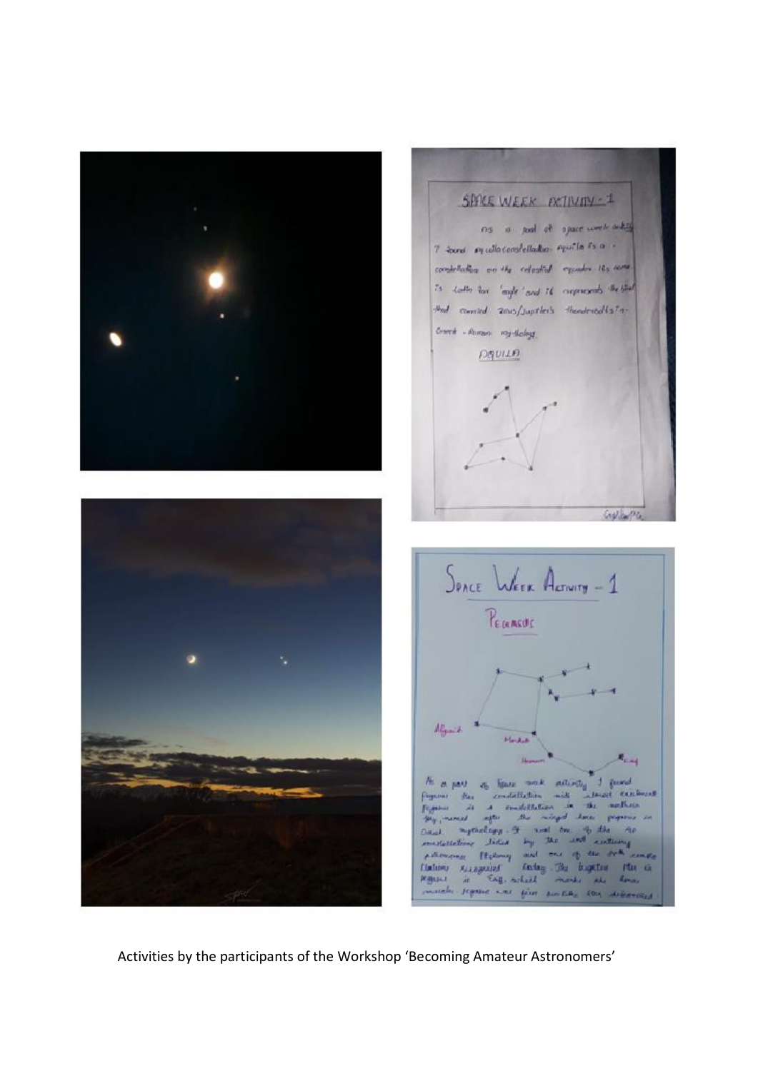Activities by the participants of the Workshop 'Becoming Amateur Astronomers'